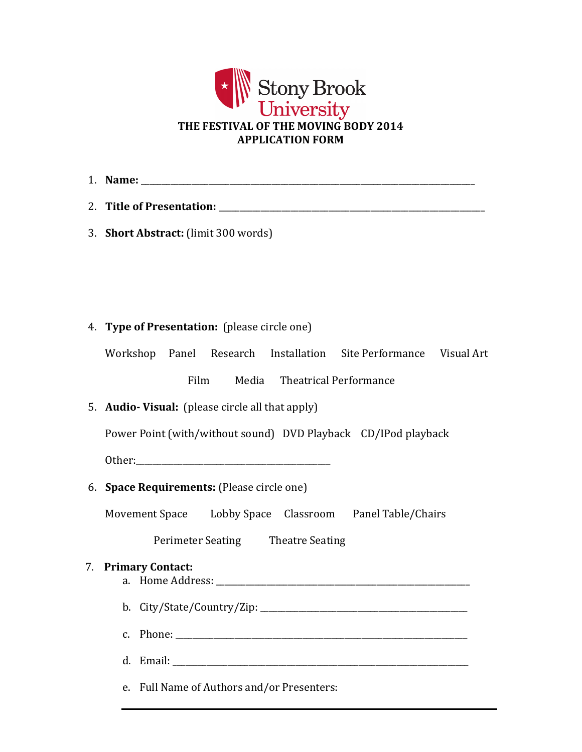Stony Brook University

# THE FESTIVAL OF THE MOVING BODY 2014
# APPLICATION FORM

1. **Name:** ____________________________________________________________________________

2. **Title of Presentation:** ____________________________________________________________

3. **Short Abstract:** (limit 300 words)

4. **Type of Presentation:** (please circle one)

   Workshop   Panel   Research   Installation   Site Performance   Visual Art

   Film   Media   Theatrical Performance

5. **Audio- Visual:** (please circle all that apply)

   Power Point (with/without sound)   DVD Playback   CD/IPod playback

   Other:_____________________________________________

6. **Space Requirements:** (Please circle one)

   Movement Space   Lobby Space   Classroom   Panel Table/Chairs

   Perimeter Seating   Theatre Seating

7. **Primary Contact:**
   a. Home Address: ___________________________________________________________
   b. City/State/Country/Zip: ___________________________________________________
   c. Phone: _________________________________________________________________
   d. Email: _________________________________________________________________
   e. Full Name of Authors and/or Presenters: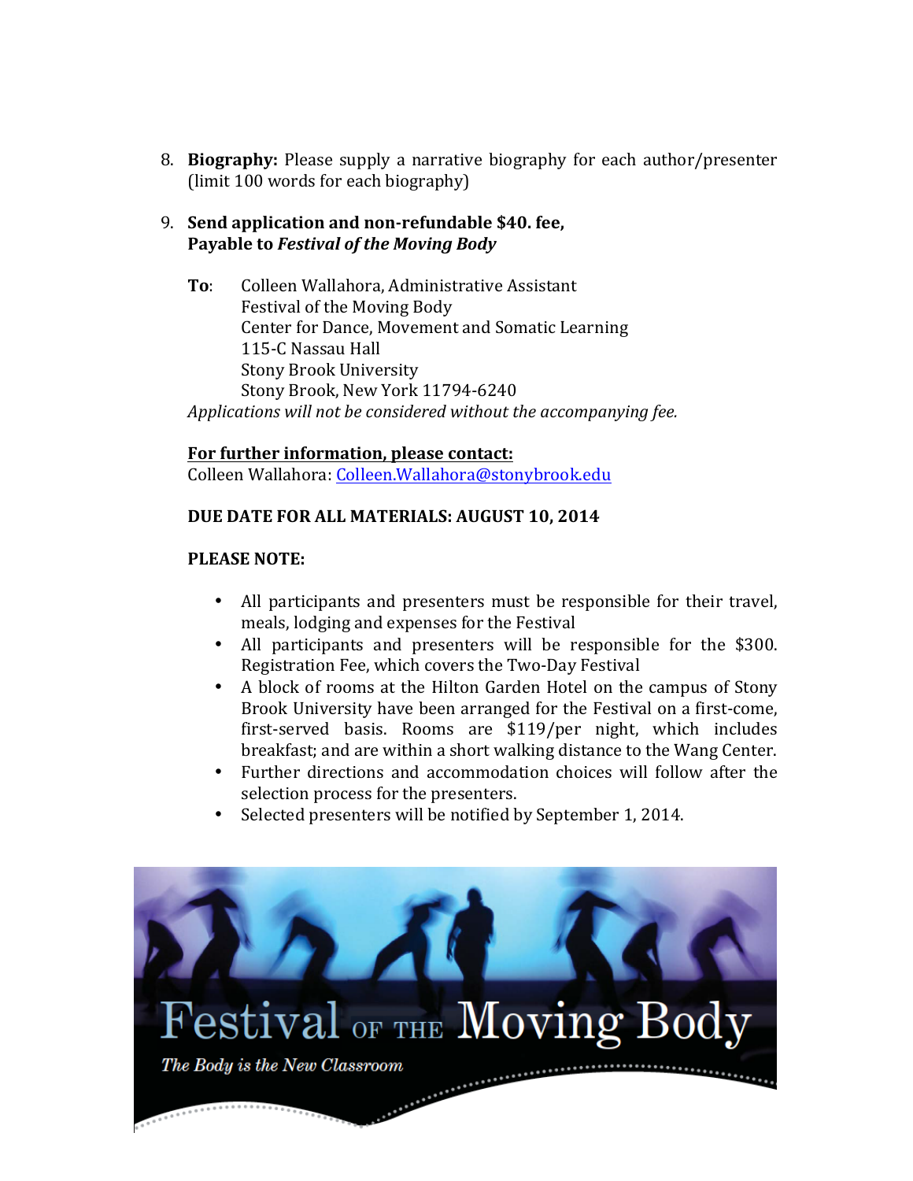8. **Biography:** Please supply a narrative biography for each author/presenter (limit 100 words for each biography)

9. **Send application and non-refundable $40. fee, Payable to *Festival of the Moving Body***

   **To**: Colleen Wallahora, Administrative Assistant
   Festival of the Moving Body
   Center for Dance, Movement and Somatic Learning
   115-C Nassau Hall
   Stony Brook University
   Stony Brook, New York 11794-6240

   *Applications will not be considered without the accompanying fee.*

   **For further information, please contact:**
   Colleen Wallahora: Colleen.Wallahora@stonybrook.edu

   **DUE DATE FOR ALL MATERIALS: AUGUST 10, 2014**

   **PLEASE NOTE:**

   - All participants and presenters must be responsible for their travel, meals, lodging and expenses for the Festival
   - All participants and presenters will be responsible for the $300. Registration Fee, which covers the Two-Day Festival
   - A block of rooms at the Hilton Garden Hotel on the campus of Stony Brook University have been arranged for the Festival on a first-come, first-served basis. Rooms are $119/per night, which includes breakfast; and are within a short walking distance to the Wang Center.
   - Further directions and accommodation choices will follow after the selection process for the presenters.
   - Selected presenters will be notified by September 1, 2014.

Festival of the Moving Body

*The Body is the New Classroom*